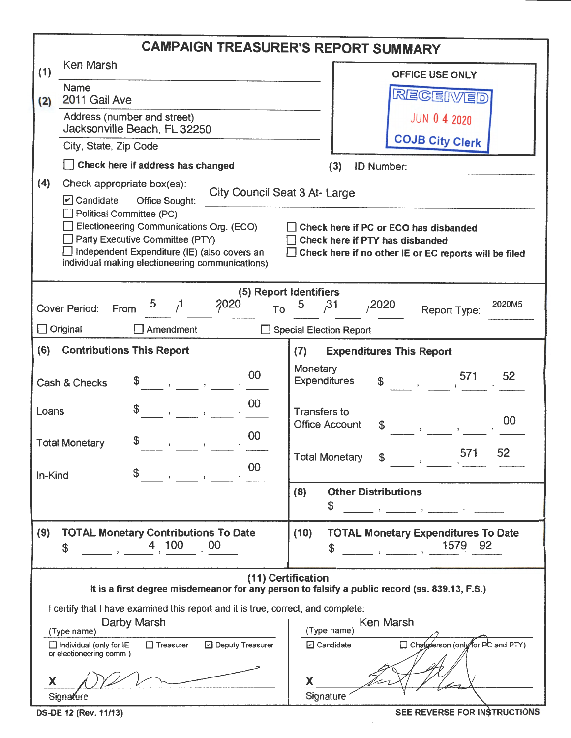# CAMPAIGN TREASURER'S REPORT SUMMARY

**(1)** Ken Marsh
Name

**(2)** 2011 Gail Ave
Address (number and street)

Jacksonville Beach, FL 32250
City, State, Zip Code

☐ **Check here if address has changed**

OFFICE USE ONLY

RECEIVED
JUN 04 2020
COJB City Clerk

**(3)** ID Number:

**(4)** Check appropriate box(es):

☑ Candidate  Office Sought: City Council Seat 3 At- Large

☐ Political Committee (PC)

☐ Electioneering Communications Org. (ECO)

☐ Party Executive Committee (PTY)

☐ Independent Expenditure (IE) (also covers an individual making electioneering communications)

☐ **Check here if PC or ECO has disbanded**

☐ **Check here if PTY has disbanded**

☐ **Check here if no other IE or EC reports will be filed**

## (5) Report Identifiers

Cover Period: From 5 / 1 / 2020 To 5 / 31 / 2020  Report Type: 2020M5

☐ Original  ☐ Amendment  ☐ Special Election Report

## (6) Contributions This Report

| | |
|---|---|
| Cash & Checks | $ .00 |
| Loans | $ .00 |
| Total Monetary | $ .00 |
| In-Kind | $ .00 |

## (7) Expenditures This Report

| | |
|---|---|
| Monetary Expenditures | $ 571.52 |
| Transfers to Office Account | $ .00 |
| Total Monetary | $ 571.52 |

## (8) Other Distributions

$

## (9) TOTAL Monetary Contributions To Date

$ 4,100.00

## (10) TOTAL Monetary Expenditures To Date

$ 1579.92

## (11) Certification

**It is a first degree misdemeanor for any person to falsify a public record (ss. 839.13, F.S.)**

I certify that I have examined this report and it is true, correct, and complete:

Darby Marsh
(Type name)

☐ Individual (only for IE or electioneering comm.)  ☐ Treasurer  ☑ Deputy Treasurer

X [signature]
Signature

Ken Marsh
(Type name)

☑ Candidate  ☐ Chairperson (only for PC and PTY)

X [signature]
Signature

DS-DE 12 (Rev. 11/13)

SEE REVERSE FOR INSTRUCTIONS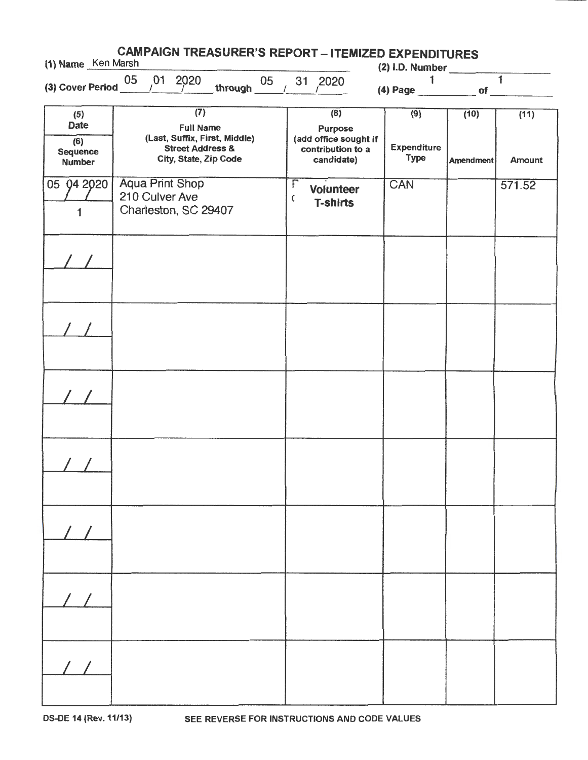# CAMPAIGN TREASURER'S REPORT – ITEMIZED EXPENDITURES

(1) Name Ken Marsh

(2) I.D. Number

(3) Cover Period 05 / 01 / 2020 through 05 / 31 / 2020

(4) Page 1 of 1

| (5) Date / (6) Sequence Number | (7) Full Name (Last, Suffix, First, Middle) Street Address & City, State, Zip Code | (8) Purpose (add office sought if contribution to a candidate) | (9) Expenditure Type | (10) Amendment | (11) Amount |
|---|---|---|---|---|---|
| 05 / 04 / 2020<br>1 | Aqua Print Shop<br>210 Culver Ave<br>Charleston, SC 29407 | Volunteer T-shirts | CAN | | 571.52 |
| / / | | | | | |
| / / | | | | | |
| / / | | | | | |
| / / | | | | | |
| / / | | | | | |
| / / | | | | | |
| / / | | | | | |

DS-DE 14 (Rev. 11/13) SEE REVERSE FOR INSTRUCTIONS AND CODE VALUES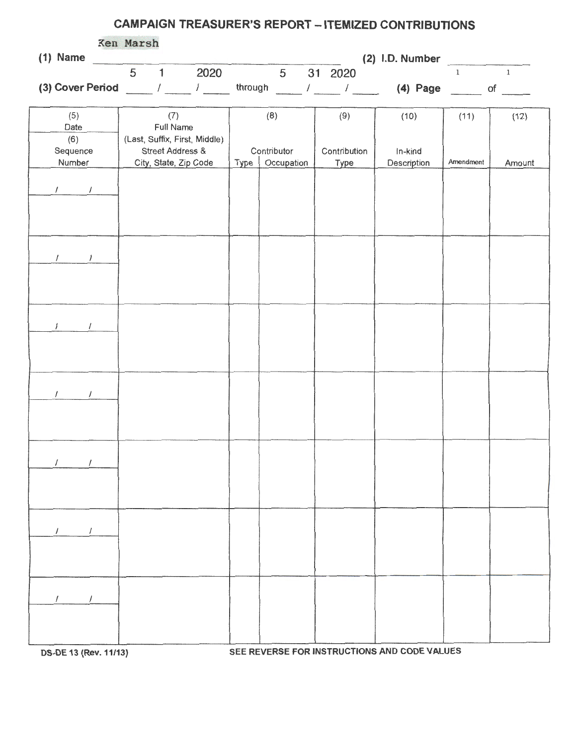# CAMPAIGN TREASURER'S REPORT – ITEMIZED CONTRIBUTIONS

**(1) Name** Ken Marsh **(2) I.D. Number**

**(3) Cover Period** 5 / 1 / 2020 through 5 / 31 / 2020 **(4) Page** 1 of 1

| (5) Date / (6) Sequence Number | (7) Full Name (Last, Suffix, First, Middle) Street Address & City, State, Zip Code | (8) Contributor Type | (8) Contributor Occupation | (9) Contribution Type | (10) In-kind Description | (11) Amendment | (12) Amount |
|---|---|---|---|---|---|---|---|
| / / | | | | | | | |
| / / | | | | | | | |
| / / | | | | | | | |
| / / | | | | | | | |
| / / | | | | | | | |
| / / | | | | | | | |
| / / | | | | | | | |

DS-DE 13 (Rev. 11/13)

SEE REVERSE FOR INSTRUCTIONS AND CODE VALUES